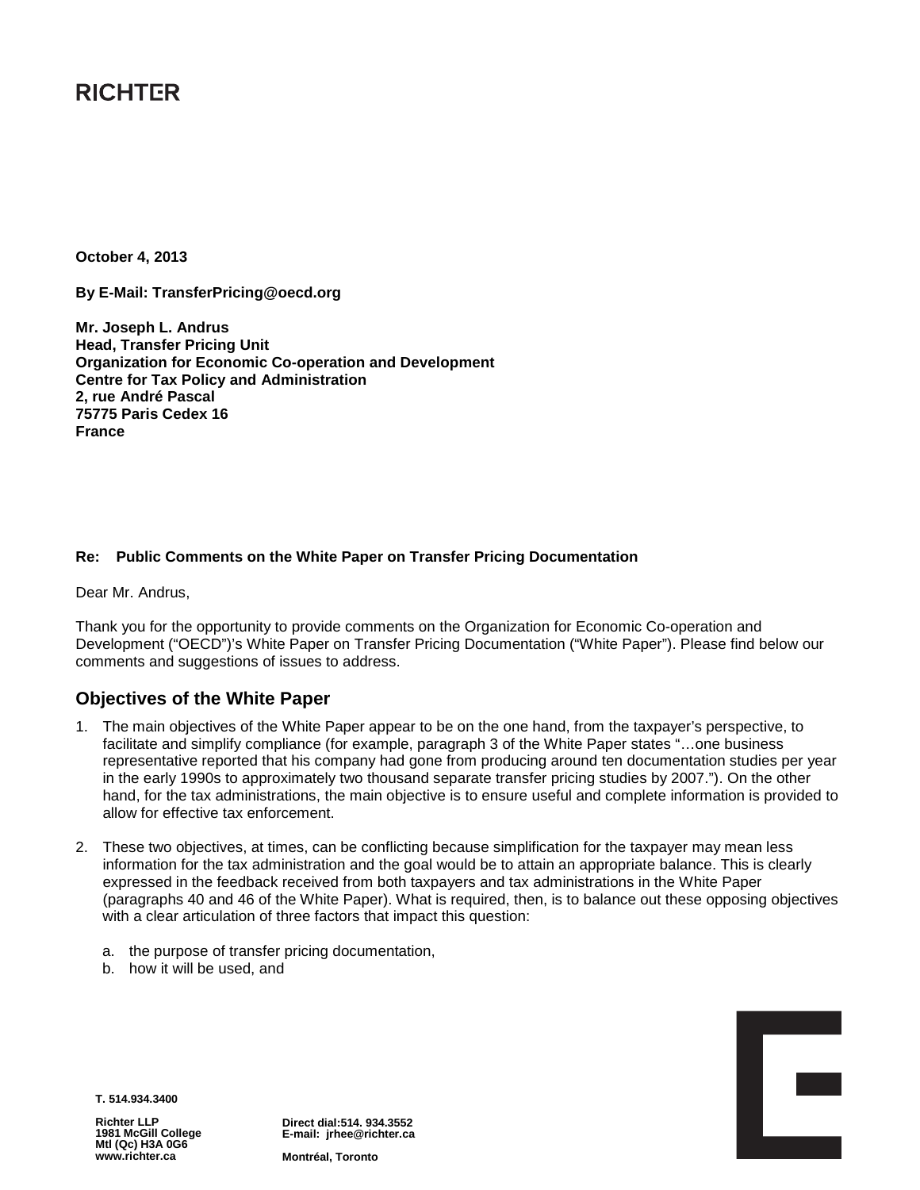**RICHTER**

**October 4, 2013**

**By E-Mail: TransferPricing@oecd.org**

**Mr. Joseph L. Andrus**
**Head, Transfer Pricing Unit**
**Organization for Economic Co-operation and Development**
**Centre for Tax Policy and Administration**
**2, rue André Pascal**
**75775 Paris Cedex 16**
**France**

**Re: Public Comments on the White Paper on Transfer Pricing Documentation**

Dear Mr. Andrus,

Thank you for the opportunity to provide comments on the Organization for Economic Co-operation and Development ("OECD")'s White Paper on Transfer Pricing Documentation ("White Paper"). Please find below our comments and suggestions of issues to address.

## Objectives of the White Paper

1. The main objectives of the White Paper appear to be on the one hand, from the taxpayer's perspective, to facilitate and simplify compliance (for example, paragraph 3 of the White Paper states "…one business representative reported that his company had gone from producing around ten documentation studies per year in the early 1990s to approximately two thousand separate transfer pricing studies by 2007."). On the other hand, for the tax administrations, the main objective is to ensure useful and complete information is provided to allow for effective tax enforcement.

2. These two objectives, at times, can be conflicting because simplification for the taxpayer may mean less information for the tax administration and the goal would be to attain an appropriate balance. This is clearly expressed in the feedback received from both taxpayers and tax administrations in the White Paper (paragraphs 40 and 46 of the White Paper). What is required, then, is to balance out these opposing objectives with a clear articulation of three factors that impact this question:

   a. the purpose of transfer pricing documentation,
   b. how it will be used, and

**T. 514.934.3400**

**Richter LLP**
**1981 McGill College**
**Mtl (Qc) H3A 0G6**
**www.richter.ca**

**Direct dial:514. 934.3552**
**E-mail: jrhee@richter.ca**

**Montréal, Toronto**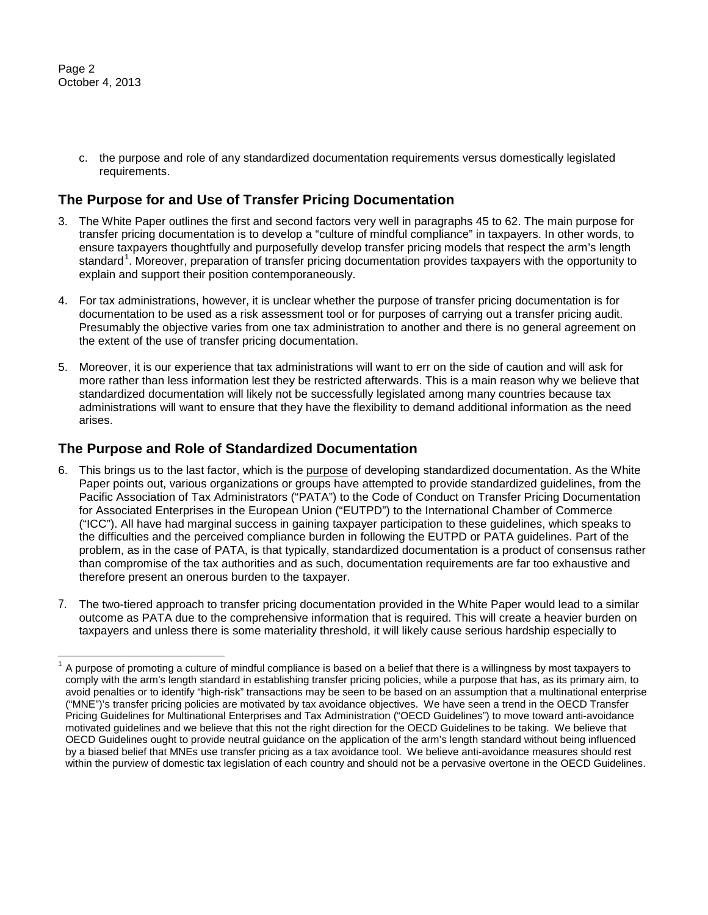c. the purpose and role of any standardized documentation requirements versus domestically legislated requirements.

## The Purpose for and Use of Transfer Pricing Documentation

3. The White Paper outlines the first and second factors very well in paragraphs 45 to 62. The main purpose for transfer pricing documentation is to develop a "culture of mindful compliance" in taxpayers. In other words, to ensure taxpayers thoughtfully and purposefully develop transfer pricing models that respect the arm's length standard[1]. Moreover, preparation of transfer pricing documentation provides taxpayers with the opportunity to explain and support their position contemporaneously.

4. For tax administrations, however, it is unclear whether the purpose of transfer pricing documentation is for documentation to be used as a risk assessment tool or for purposes of carrying out a transfer pricing audit. Presumably the objective varies from one tax administration to another and there is no general agreement on the extent of the use of transfer pricing documentation.

5. Moreover, it is our experience that tax administrations will want to err on the side of caution and will ask for more rather than less information lest they be restricted afterwards. This is a main reason why we believe that standardized documentation will likely not be successfully legislated among many countries because tax administrations will want to ensure that they have the flexibility to demand additional information as the need arises.

## The Purpose and Role of Standardized Documentation

6. This brings us to the last factor, which is the purpose of developing standardized documentation. As the White Paper points out, various organizations or groups have attempted to provide standardized guidelines, from the Pacific Association of Tax Administrators ("PATA") to the Code of Conduct on Transfer Pricing Documentation for Associated Enterprises in the European Union ("EUTPD") to the International Chamber of Commerce ("ICC"). All have had marginal success in gaining taxpayer participation to these guidelines, which speaks to the difficulties and the perceived compliance burden in following the EUTPD or PATA guidelines. Part of the problem, as in the case of PATA, is that typically, standardized documentation is a product of consensus rather than compromise of the tax authorities and as such, documentation requirements are far too exhaustive and therefore present an onerous burden to the taxpayer.

7. The two-tiered approach to transfer pricing documentation provided in the White Paper would lead to a similar outcome as PATA due to the comprehensive information that is required. This will create a heavier burden on taxpayers and unless there is some materiality threshold, it will likely cause serious hardship especially to

---

[1] A purpose of promoting a culture of mindful compliance is based on a belief that there is a willingness by most taxpayers to comply with the arm's length standard in establishing transfer pricing policies, while a purpose that has, as its primary aim, to avoid penalties or to identify "high-risk" transactions may be seen to be based on an assumption that a multinational enterprise ("MNE")'s transfer pricing policies are motivated by tax avoidance objectives. We have seen a trend in the OECD Transfer Pricing Guidelines for Multinational Enterprises and Tax Administration ("OECD Guidelines") to move toward anti-avoidance motivated guidelines and we believe that this not the right direction for the OECD Guidelines to be taking. We believe that OECD Guidelines ought to provide neutral guidance on the application of the arm's length standard without being influenced by a biased belief that MNEs use transfer pricing as a tax avoidance tool. We believe anti-avoidance measures should rest within the purview of domestic tax legislation of each country and should not be a pervasive overtone in the OECD Guidelines.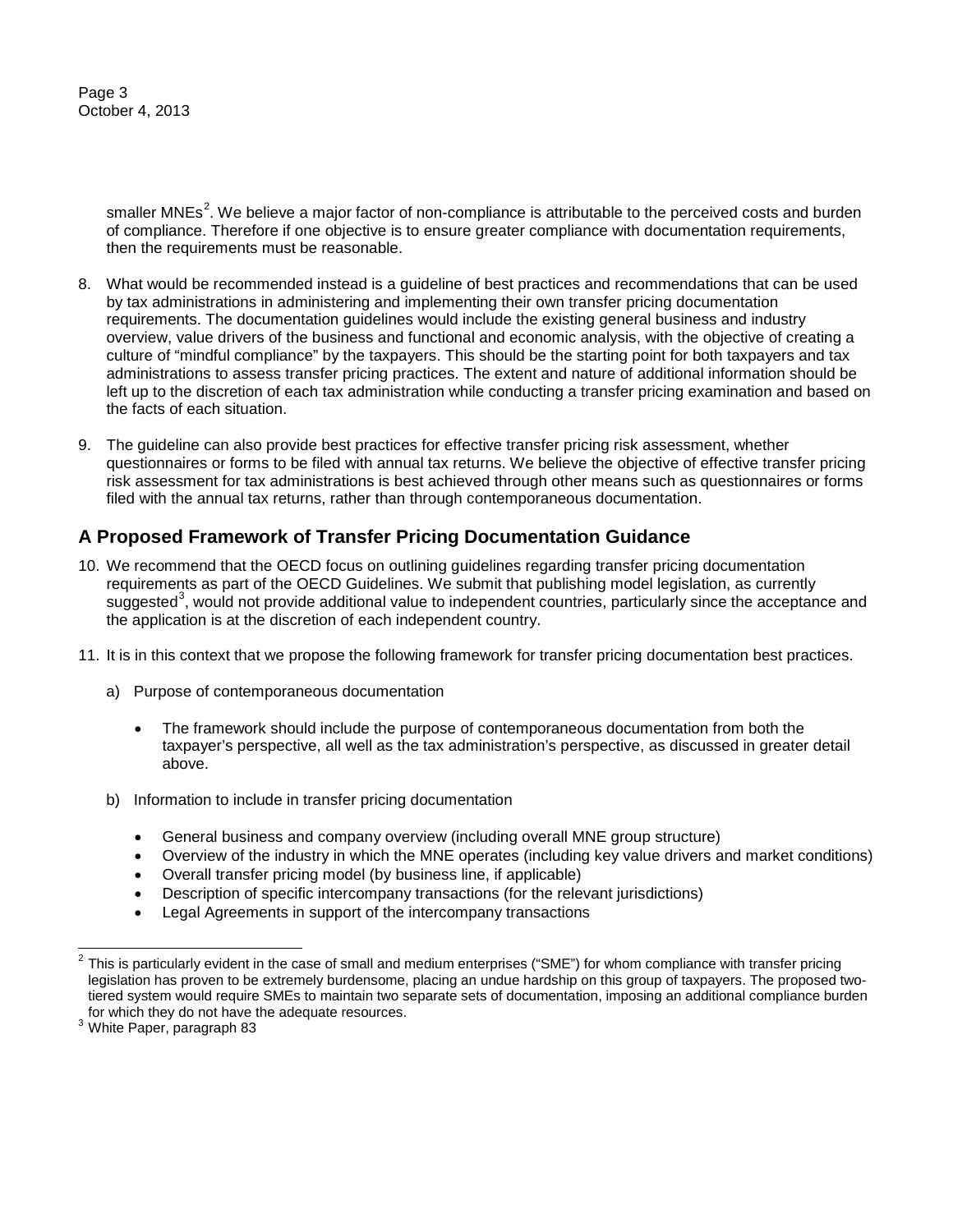smaller MNEs[2]. We believe a major factor of non-compliance is attributable to the perceived costs and burden of compliance. Therefore if one objective is to ensure greater compliance with documentation requirements, then the requirements must be reasonable.

8. What would be recommended instead is a guideline of best practices and recommendations that can be used by tax administrations in administering and implementing their own transfer pricing documentation requirements. The documentation guidelines would include the existing general business and industry overview, value drivers of the business and functional and economic analysis, with the objective of creating a culture of "mindful compliance" by the taxpayers. This should be the starting point for both taxpayers and tax administrations to assess transfer pricing practices. The extent and nature of additional information should be left up to the discretion of each tax administration while conducting a transfer pricing examination and based on the facts of each situation.

9. The guideline can also provide best practices for effective transfer pricing risk assessment, whether questionnaires or forms to be filed with annual tax returns. We believe the objective of effective transfer pricing risk assessment for tax administrations is best achieved through other means such as questionnaires or forms filed with the annual tax returns, rather than through contemporaneous documentation.

## A Proposed Framework of Transfer Pricing Documentation Guidance

10. We recommend that the OECD focus on outlining guidelines regarding transfer pricing documentation requirements as part of the OECD Guidelines. We submit that publishing model legislation, as currently suggested[3], would not provide additional value to independent countries, particularly since the acceptance and the application is at the discretion of each independent country.

11. It is in this context that we propose the following framework for transfer pricing documentation best practices.

   a) Purpose of contemporaneous documentation

      - The framework should include the purpose of contemporaneous documentation from both the taxpayer's perspective, all well as the tax administration's perspective, as discussed in greater detail above.

   b) Information to include in transfer pricing documentation

      - General business and company overview (including overall MNE group structure)
      - Overview of the industry in which the MNE operates (including key value drivers and market conditions)
      - Overall transfer pricing model (by business line, if applicable)
      - Description of specific intercompany transactions (for the relevant jurisdictions)
      - Legal Agreements in support of the intercompany transactions

---

[2] This is particularly evident in the case of small and medium enterprises ("SME") for whom compliance with transfer pricing legislation has proven to be extremely burdensome, placing an undue hardship on this group of taxpayers. The proposed two-tiered system would require SMEs to maintain two separate sets of documentation, imposing an additional compliance burden for which they do not have the adequate resources.

[3] White Paper, paragraph 83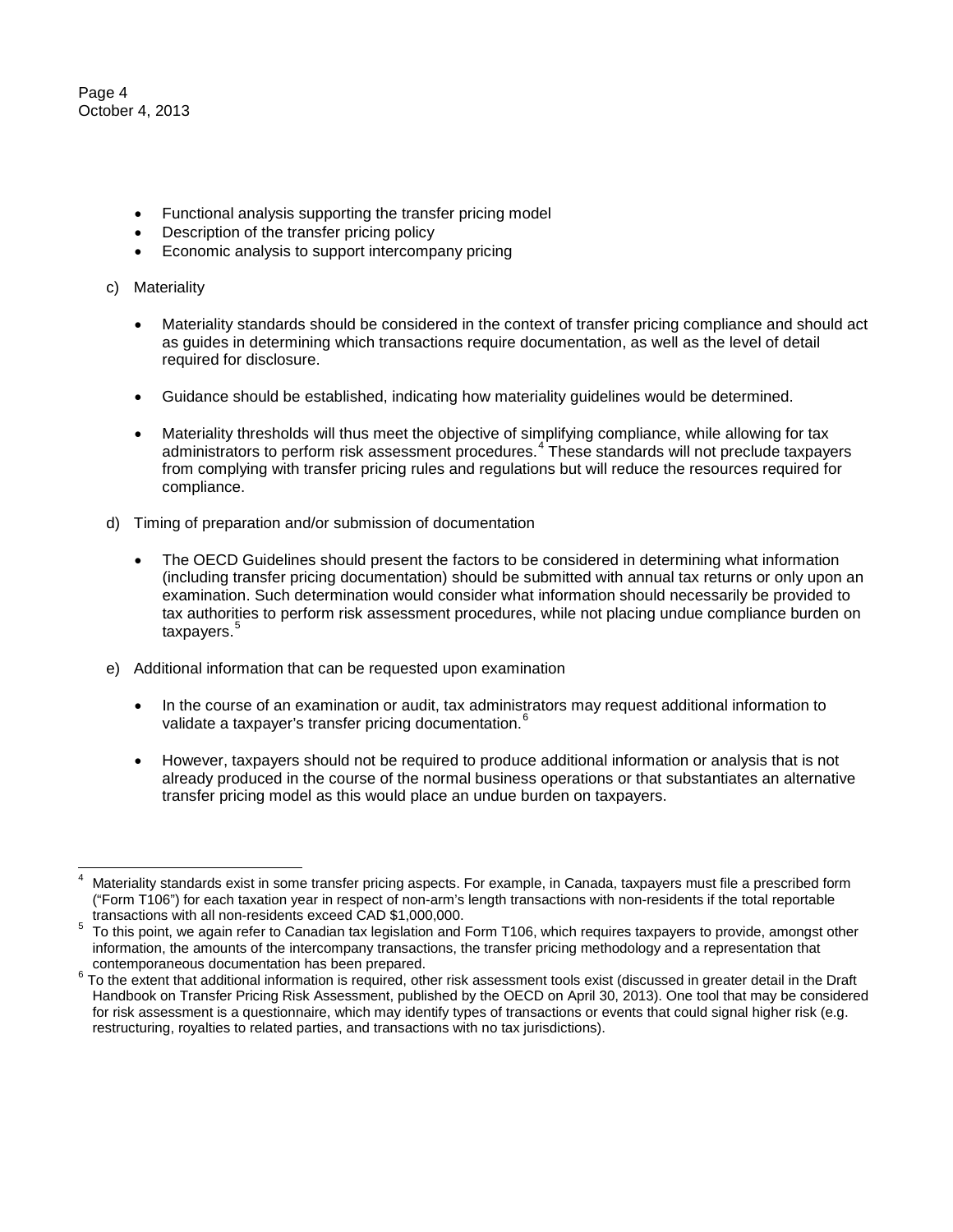- Functional analysis supporting the transfer pricing model
- Description of the transfer pricing policy
- Economic analysis to support intercompany pricing

c) Materiality

- Materiality standards should be considered in the context of transfer pricing compliance and should act as guides in determining which transactions require documentation, as well as the level of detail required for disclosure.

- Guidance should be established, indicating how materiality guidelines would be determined.

- Materiality thresholds will thus meet the objective of simplifying compliance, while allowing for tax administrators to perform risk assessment procedures.[4] These standards will not preclude taxpayers from complying with transfer pricing rules and regulations but will reduce the resources required for compliance.

d) Timing of preparation and/or submission of documentation

- The OECD Guidelines should present the factors to be considered in determining what information (including transfer pricing documentation) should be submitted with annual tax returns or only upon an examination. Such determination would consider what information should necessarily be provided to tax authorities to perform risk assessment procedures, while not placing undue compliance burden on taxpayers.[5]

e) Additional information that can be requested upon examination

- In the course of an examination or audit, tax administrators may request additional information to validate a taxpayer's transfer pricing documentation.[6]

- However, taxpayers should not be required to produce additional information or analysis that is not already produced in the course of the normal business operations or that substantiates an alternative transfer pricing model as this would place an undue burden on taxpayers.

---

[4] Materiality standards exist in some transfer pricing aspects. For example, in Canada, taxpayers must file a prescribed form ("Form T106") for each taxation year in respect of non-arm's length transactions with non-residents if the total reportable transactions with all non-residents exceed CAD $1,000,000.

[5] To this point, we again refer to Canadian tax legislation and Form T106, which requires taxpayers to provide, amongst other information, the amounts of the intercompany transactions, the transfer pricing methodology and a representation that contemporaneous documentation has been prepared.

[6] To the extent that additional information is required, other risk assessment tools exist (discussed in greater detail in the Draft Handbook on Transfer Pricing Risk Assessment, published by the OECD on April 30, 2013). One tool that may be considered for risk assessment is a questionnaire, which may identify types of transactions or events that could signal higher risk (e.g. restructuring, royalties to related parties, and transactions with no tax jurisdictions).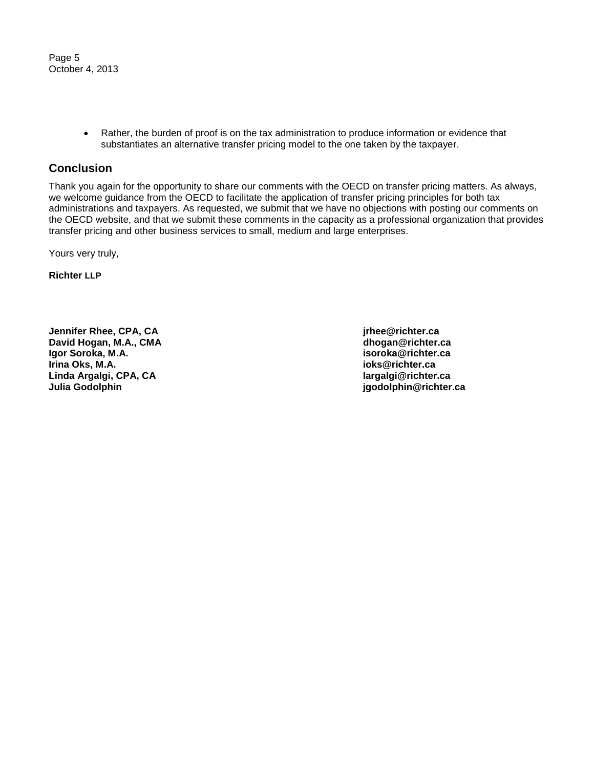- Rather, the burden of proof is on the tax administration to produce information or evidence that substantiates an alternative transfer pricing model to the one taken by the taxpayer.

## Conclusion

Thank you again for the opportunity to share our comments with the OECD on transfer pricing matters. As always, we welcome guidance from the OECD to facilitate the application of transfer pricing principles for both tax administrations and taxpayers. As requested, we submit that we have no objections with posting our comments on the OECD website, and that we submit these comments in the capacity as a professional organization that provides transfer pricing and other business services to small, medium and large enterprises.

Yours very truly,

**Richter LLP**

**Jennifer Rhee, CPA, CA** — **jrhee@richter.ca**
**David Hogan, M.A., CMA** — **dhogan@richter.ca**
**Igor Soroka, M.A.** — **isoroka@richter.ca**
**Irina Oks, M.A.** — **ioks@richter.ca**
**Linda Argalgi, CPA, CA** — **largalgi@richter.ca**
**Julia Godolphin** — **jgodolphin@richter.ca**